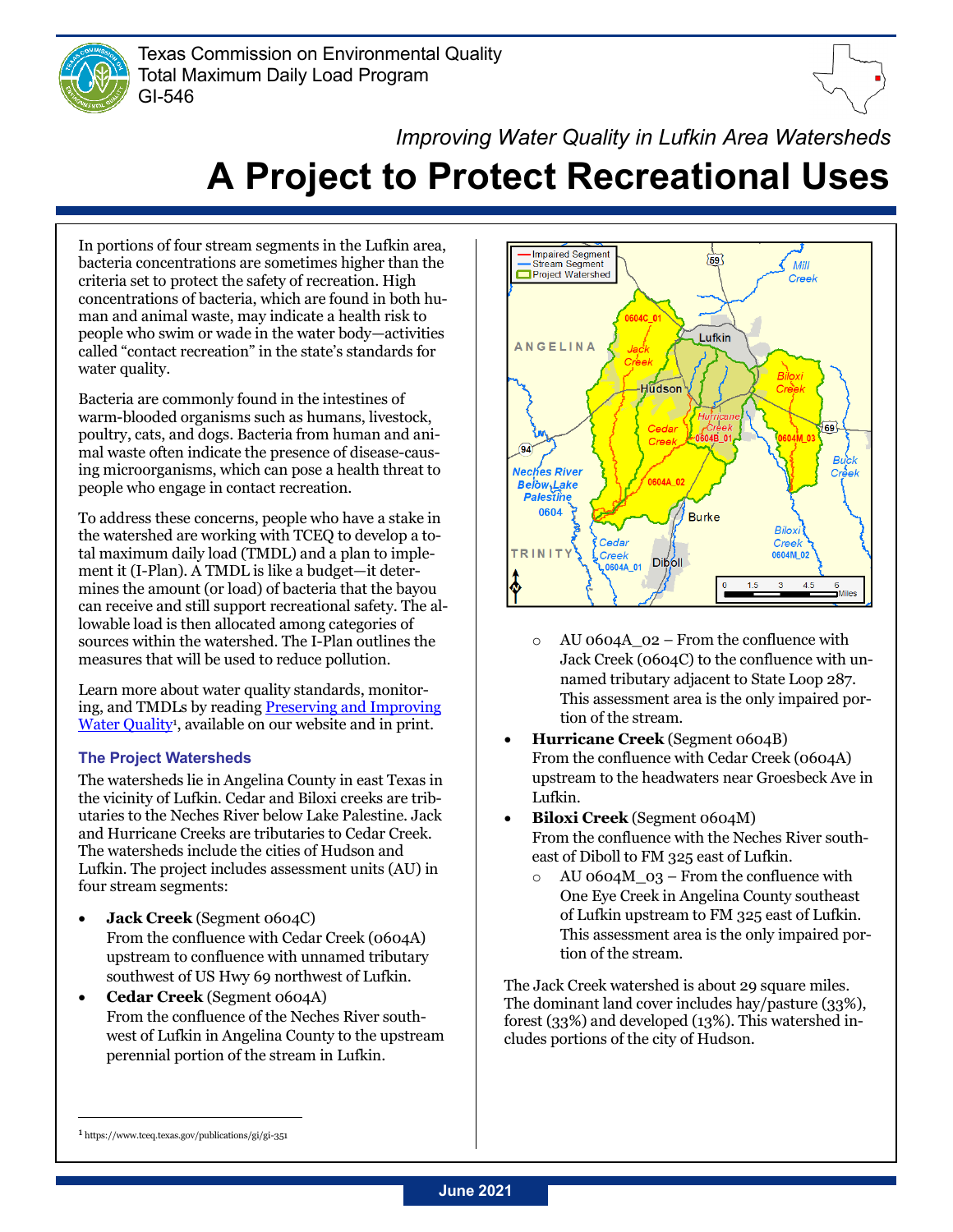Texas Commission on Environmental Quality
Total Maximum Daily Load Program
GI-546

*Improving Water Quality in Lufkin Area Watersheds*

# A Project to Protect Recreational Uses

In portions of four stream segments in the Lufkin area, bacteria concentrations are sometimes higher than the criteria set to protect the safety of recreation. High concentrations of bacteria, which are found in both human and animal waste, may indicate a health risk to people who swim or wade in the water body—activities called "contact recreation" in the state's standards for water quality.

Bacteria are commonly found in the intestines of warm-blooded organisms such as humans, livestock, poultry, cats, and dogs. Bacteria from human and animal waste often indicate the presence of disease-causing microorganisms, which can pose a health threat to people who engage in contact recreation.

To address these concerns, people who have a stake in the watershed are working with TCEQ to develop a total maximum daily load (TMDL) and a plan to implement it (I-Plan). A TMDL is like a budget—it determines the amount (or load) of bacteria that the bayou can receive and still support recreational safety. The allowable load is then allocated among categories of sources within the watershed. The I-Plan outlines the measures that will be used to reduce pollution.

Learn more about water quality standards, monitoring, and TMDLs by reading [Preserving and Improving Water Quality][1], available on our website and in print.

### The Project Watersheds

The watersheds lie in Angelina County in east Texas in the vicinity of Lufkin. Cedar and Biloxi creeks are tributaries to the Neches River below Lake Palestine. Jack and Hurricane Creeks are tributaries to Cedar Creek. The watersheds include the cities of Hudson and Lufkin. The project includes assessment units (AU) in four stream segments:

- **Jack Creek** (Segment 0604C)
  From the confluence with Cedar Creek (0604A) upstream to confluence with unnamed tributary southwest of US Hwy 69 northwest of Lufkin.
- **Cedar Creek** (Segment 0604A)
  From the confluence of the Neches River southwest of Lufkin in Angelina County to the upstream perennial portion of the stream in Lufkin.
  - AU 0604A_02 – From the confluence with Jack Creek (0604C) to the confluence with unnamed tributary adjacent to State Loop 287. This assessment area is the only impaired portion of the stream.
- **Hurricane Creek** (Segment 0604B)
  From the confluence with Cedar Creek (0604A) upstream to the headwaters near Groesbeck Ave in Lufkin.
- **Biloxi Creek** (Segment 0604M)
  From the confluence with the Neches River southeast of Diboll to FM 325 east of Lufkin.
  - AU 0604M_03 – From the confluence with One Eye Creek in Angelina County southeast of Lufkin upstream to FM 325 east of Lufkin. This assessment area is the only impaired portion of the stream.

The Jack Creek watershed is about 29 square miles. The dominant land cover includes hay/pasture (33%), forest (33%) and developed (13%). This watershed includes portions of the city of Hudson.

[1] https://www.tceq.texas.gov/publications/gi/gi-351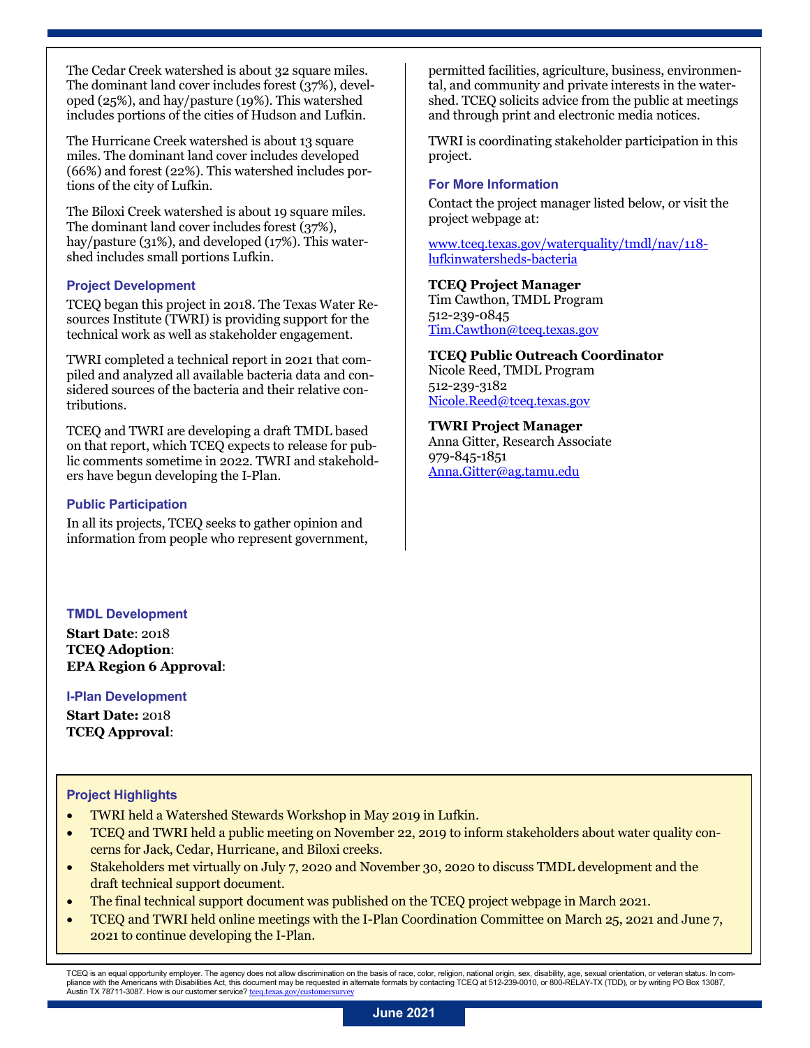The Cedar Creek watershed is about 32 square miles. The dominant land cover includes forest (37%), developed (25%), and hay/pasture (19%). This watershed includes portions of the cities of Hudson and Lufkin.

The Hurricane Creek watershed is about 13 square miles. The dominant land cover includes developed (66%) and forest (22%). This watershed includes portions of the city of Lufkin.

The Biloxi Creek watershed is about 19 square miles. The dominant land cover includes forest (37%), hay/pasture (31%), and developed (17%). This watershed includes small portions Lufkin.

### Project Development

TCEQ began this project in 2018. The Texas Water Resources Institute (TWRI) is providing support for the technical work as well as stakeholder engagement.

TWRI completed a technical report in 2021 that compiled and analyzed all available bacteria data and considered sources of the bacteria and their relative contributions.

TCEQ and TWRI are developing a draft TMDL based on that report, which TCEQ expects to release for public comments sometime in 2022. TWRI and stakeholders have begun developing the I-Plan.

### Public Participation

In all its projects, TCEQ seeks to gather opinion and information from people who represent government, permitted facilities, agriculture, business, environmental, and community and private interests in the watershed. TCEQ solicits advice from the public at meetings and through print and electronic media notices.

TWRI is coordinating stakeholder participation in this project.

### For More Information

Contact the project manager listed below, or visit the project webpage at:

www.tceq.texas.gov/waterquality/tmdl/nav/118-lufkinwatersheds-bacteria

**TCEQ Project Manager**
Tim Cawthon, TMDL Program
512-239-0845
Tim.Cawthon@tceq.texas.gov

**TCEQ Public Outreach Coordinator**
Nicole Reed, TMDL Program
512-239-3182
Nicole.Reed@tceq.texas.gov

**TWRI Project Manager**
Anna Gitter, Research Associate
979-845-1851
Anna.Gitter@ag.tamu.edu

### TMDL Development

**Start Date**: 2018
**TCEQ Adoption**:
**EPA Region 6 Approval**:

### I-Plan Development

**Start Date:** 2018
**TCEQ Approval**:

### Project Highlights

- TWRI held a Watershed Stewards Workshop in May 2019 in Lufkin.
- TCEQ and TWRI held a public meeting on November 22, 2019 to inform stakeholders about water quality concerns for Jack, Cedar, Hurricane, and Biloxi creeks.
- Stakeholders met virtually on July 7, 2020 and November 30, 2020 to discuss TMDL development and the draft technical support document.
- The final technical support document was published on the TCEQ project webpage in March 2021.
- TCEQ and TWRI held online meetings with the I-Plan Coordination Committee on March 25, 2021 and June 7, 2021 to continue developing the I-Plan.

TCEQ is an equal opportunity employer. The agency does not allow discrimination on the basis of race, color, religion, national origin, sex, disability, age, sexual orientation, or veteran status. In compliance with the Americans with Disabilities Act, this document may be requested in alternate formats by contacting TCEQ at 512-239-0010, or 800-RELAY-TX (TDD), or by writing PO Box 13087, Austin TX 78711-3087. How is our customer service? tceq.texas.gov/customersurvey

June 2021